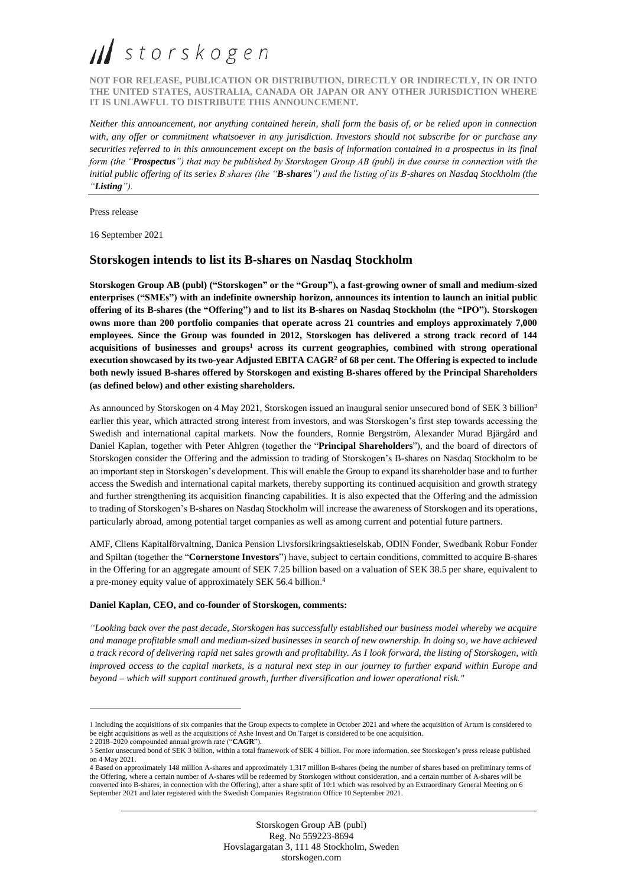/// storskogen

**NOT FOR RELEASE, PUBLICATION OR DISTRIBUTION, DIRECTLY OR INDIRECTLY, IN OR INTO THE UNITED STATES, AUSTRALIA, CANADA OR JAPAN OR ANY OTHER JURISDICTION WHERE IT IS UNLAWFUL TO DISTRIBUTE THIS ANNOUNCEMENT.**

*Neither this announcement, nor anything contained herein, shall form the basis of, or be relied upon in connection with, any offer or commitment whatsoever in any jurisdiction. Investors should not subscribe for or purchase any securities referred to in this announcement except on the basis of information contained in a prospectus in its final form (the "**Prospectus**") that may be published by Storskogen Group AB (publ) in due course in connection with the initial public offering of its series B shares (the "**B-shares**") and the listing of its B-shares on Nasdaq Stockholm (the "**Listing**").*

Press release

16 September 2021

## Storskogen intends to list its B-shares on Nasdaq Stockholm

**Storskogen Group AB (publ) ("Storskogen" or the "Group"), a fast-growing owner of small and medium-sized enterprises ("SMEs") with an indefinite ownership horizon, announces its intention to launch an initial public offering of its B-shares (the "Offering") and to list its B-shares on Nasdaq Stockholm (the "IPO"). Storskogen owns more than 200 portfolio companies that operate across 21 countries and employs approximately 7,000 employees. Since the Group was founded in 2012, Storskogen has delivered a strong track record of 144 acquisitions of businesses and groups[1] across its current geographies, combined with strong operational execution showcased by its two-year Adjusted EBITA CAGR[2] of 68 per cent. The Offering is expected to include both newly issued B-shares offered by Storskogen and existing B-shares offered by the Principal Shareholders (as defined below) and other existing shareholders.**

As announced by Storskogen on 4 May 2021, Storskogen issued an inaugural senior unsecured bond of SEK 3 billion[3] earlier this year, which attracted strong interest from investors, and was Storskogen's first step towards accessing the Swedish and international capital markets. Now the founders, Ronnie Bergström, Alexander Murad Bjärgård and Daniel Kaplan, together with Peter Ahlgren (together the "**Principal Shareholders**"), and the board of directors of Storskogen consider the Offering and the admission to trading of Storskogen's B-shares on Nasdaq Stockholm to be an important step in Storskogen's development. This will enable the Group to expand its shareholder base and to further access the Swedish and international capital markets, thereby supporting its continued acquisition and growth strategy and further strengthening its acquisition financing capabilities. It is also expected that the Offering and the admission to trading of Storskogen's B-shares on Nasdaq Stockholm will increase the awareness of Storskogen and its operations, particularly abroad, among potential target companies as well as among current and potential future partners.

AMF, Cliens Kapitalförvaltning, Danica Pension Livsforsikringsaktieselskab, ODIN Fonder, Swedbank Robur Fonder and Spiltan (together the "**Cornerstone Investors**") have, subject to certain conditions, committed to acquire B-shares in the Offering for an aggregate amount of SEK 7.25 billion based on a valuation of SEK 38.5 per share, equivalent to a pre-money equity value of approximately SEK 56.4 billion.[4]

**Daniel Kaplan, CEO, and co-founder of Storskogen, comments:**

*"Looking back over the past decade, Storskogen has successfully established our business model whereby we acquire and manage profitable small and medium-sized businesses in search of new ownership. In doing so, we have achieved a track record of delivering rapid net sales growth and profitability. As I look forward, the listing of Storskogen, with improved access to the capital markets, is a natural next step in our journey to further expand within Europe and beyond – which will support continued growth, further diversification and lower operational risk."*

1 Including the acquisitions of six companies that the Group expects to complete in October 2021 and where the acquisition of Artum is considered to be eight acquisitions as well as the acquisitions of Ashe Invest and On Target is considered to be one acquisition.
2 2018–2020 compounded annual growth rate ("**CAGR**").
3 Senior unsecured bond of SEK 3 billion, within a total framework of SEK 4 billion. For more information, see Storskogen's press release published on 4 May 2021.
4 Based on approximately 148 million A-shares and approximately 1,317 million B-shares (being the number of shares based on preliminary terms of the Offering, where a certain number of A-shares will be redeemed by Storskogen without consideration, and a certain number of A-shares will be converted into B-shares, in connection with the Offering), after a share split of 10:1 which was resolved by an Extraordinary General Meeting on 6 September 2021 and later registered with the Swedish Companies Registration Office 10 September 2021.

Storskogen Group AB (publ)
Reg. No 559223-8694
Hovslagargatan 3, 111 48 Stockholm, Sweden
storskogen.com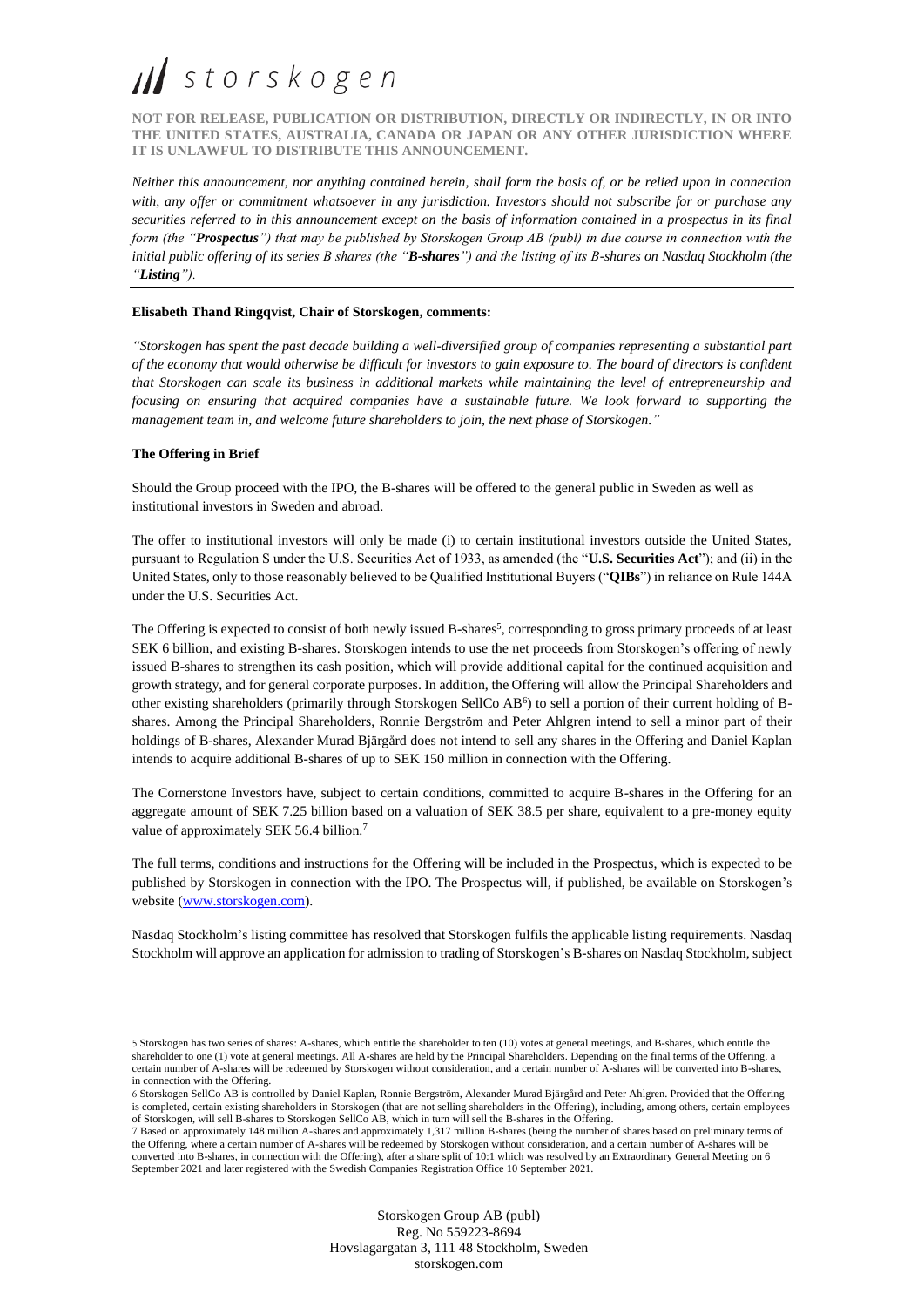**NOT FOR RELEASE, PUBLICATION OR DISTRIBUTION, DIRECTLY OR INDIRECTLY, IN OR INTO THE UNITED STATES, AUSTRALIA, CANADA OR JAPAN OR ANY OTHER JURISDICTION WHERE IT IS UNLAWFUL TO DISTRIBUTE THIS ANNOUNCEMENT.**

*Neither this announcement, nor anything contained herein, shall form the basis of, or be relied upon in connection with, any offer or commitment whatsoever in any jurisdiction. Investors should not subscribe for or purchase any securities referred to in this announcement except on the basis of information contained in a prospectus in its final form (the "**Prospectus**") that may be published by Storskogen Group AB (publ) in due course in connection with the initial public offering of its series B shares (the "**B-shares**") and the listing of its B-shares on Nasdaq Stockholm (the "**Listing**").*

**Elisabeth Thand Ringqvist, Chair of Storskogen, comments:**

*"Storskogen has spent the past decade building a well-diversified group of companies representing a substantial part of the economy that would otherwise be difficult for investors to gain exposure to. The board of directors is confident that Storskogen can scale its business in additional markets while maintaining the level of entrepreneurship and focusing on ensuring that acquired companies have a sustainable future. We look forward to supporting the management team in, and welcome future shareholders to join, the next phase of Storskogen."*

**The Offering in Brief**

Should the Group proceed with the IPO, the B-shares will be offered to the general public in Sweden as well as institutional investors in Sweden and abroad.

The offer to institutional investors will only be made (i) to certain institutional investors outside the United States, pursuant to Regulation S under the U.S. Securities Act of 1933, as amended (the "**U.S. Securities Act**"); and (ii) in the United States, only to those reasonably believed to be Qualified Institutional Buyers ("**QIBs**") in reliance on Rule 144A under the U.S. Securities Act.

The Offering is expected to consist of both newly issued B-shares[5], corresponding to gross primary proceeds of at least SEK 6 billion, and existing B-shares. Storskogen intends to use the net proceeds from Storskogen's offering of newly issued B-shares to strengthen its cash position, which will provide additional capital for the continued acquisition and growth strategy, and for general corporate purposes. In addition, the Offering will allow the Principal Shareholders and other existing shareholders (primarily through Storskogen SellCo AB[6]) to sell a portion of their current holding of B-shares. Among the Principal Shareholders, Ronnie Bergström and Peter Ahlgren intend to sell a minor part of their holdings of B-shares, Alexander Murad Bjärgård does not intend to sell any shares in the Offering and Daniel Kaplan intends to acquire additional B-shares of up to SEK 150 million in connection with the Offering.

The Cornerstone Investors have, subject to certain conditions, committed to acquire B-shares in the Offering for an aggregate amount of SEK 7.25 billion based on a valuation of SEK 38.5 per share, equivalent to a pre-money equity value of approximately SEK 56.4 billion.[7]

The full terms, conditions and instructions for the Offering will be included in the Prospectus, which is expected to be published by Storskogen in connection with the IPO. The Prospectus will, if published, be available on Storskogen's website (www.storskogen.com).

Nasdaq Stockholm's listing committee has resolved that Storskogen fulfils the applicable listing requirements. Nasdaq Stockholm will approve an application for admission to trading of Storskogen's B-shares on Nasdaq Stockholm, subject

---

5 Storskogen has two series of shares: A-shares, which entitle the shareholder to ten (10) votes at general meetings, and B-shares, which entitle the shareholder to one (1) vote at general meetings. All A-shares are held by the Principal Shareholders. Depending on the final terms of the Offering, a certain number of A-shares will be redeemed by Storskogen without consideration, and a certain number of A-shares will be converted into B-shares, in connection with the Offering.

6 Storskogen SellCo AB is controlled by Daniel Kaplan, Ronnie Bergström, Alexander Murad Bjärgård and Peter Ahlgren. Provided that the Offering is completed, certain existing shareholders in Storskogen (that are not selling shareholders in the Offering), including, among others, certain employees of Storskogen, will sell B-shares to Storskogen SellCo AB, which in turn will sell the B-shares in the Offering.

7 Based on approximately 148 million A-shares and approximately 1,317 million B-shares (being the number of shares based on preliminary terms of the Offering, where a certain number of A-shares will be redeemed by Storskogen without consideration, and a certain number of A-shares will be converted into B-shares, in connection with the Offering), after a share split of 10:1 which was resolved by an Extraordinary General Meeting on 6 September 2021 and later registered with the Swedish Companies Registration Office 10 September 2021.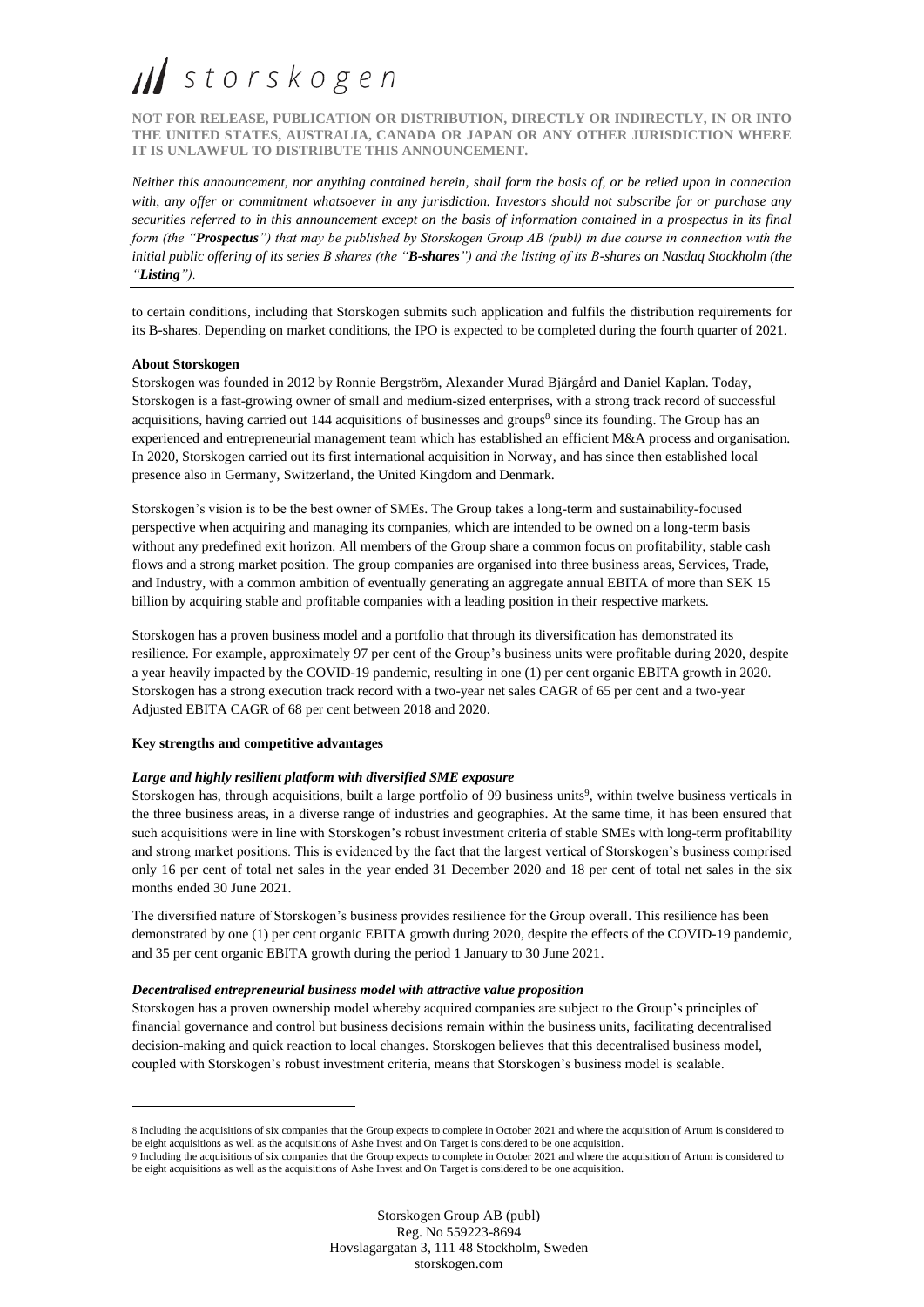**NOT FOR RELEASE, PUBLICATION OR DISTRIBUTION, DIRECTLY OR INDIRECTLY, IN OR INTO THE UNITED STATES, AUSTRALIA, CANADA OR JAPAN OR ANY OTHER JURISDICTION WHERE IT IS UNLAWFUL TO DISTRIBUTE THIS ANNOUNCEMENT.**

*Neither this announcement, nor anything contained herein, shall form the basis of, or be relied upon in connection with, any offer or commitment whatsoever in any jurisdiction. Investors should not subscribe for or purchase any securities referred to in this announcement except on the basis of information contained in a prospectus in its final form (the "**Prospectus**") that may be published by Storskogen Group AB (publ) in due course in connection with the initial public offering of its series B shares (the "**B-shares**") and the listing of its B-shares on Nasdaq Stockholm (the "**Listing**").*

to certain conditions, including that Storskogen submits such application and fulfils the distribution requirements for its B-shares. Depending on market conditions, the IPO is expected to be completed during the fourth quarter of 2021.

**About Storskogen**

Storskogen was founded in 2012 by Ronnie Bergström, Alexander Murad Bjärgård and Daniel Kaplan. Today, Storskogen is a fast-growing owner of small and medium-sized enterprises, with a strong track record of successful acquisitions, having carried out 144 acquisitions of businesses and groups[8] since its founding. The Group has an experienced and entrepreneurial management team which has established an efficient M&A process and organisation. In 2020, Storskogen carried out its first international acquisition in Norway, and has since then established local presence also in Germany, Switzerland, the United Kingdom and Denmark.

Storskogen's vision is to be the best owner of SMEs. The Group takes a long-term and sustainability-focused perspective when acquiring and managing its companies, which are intended to be owned on a long-term basis without any predefined exit horizon. All members of the Group share a common focus on profitability, stable cash flows and a strong market position. The group companies are organised into three business areas, Services, Trade, and Industry, with a common ambition of eventually generating an aggregate annual EBITA of more than SEK 15 billion by acquiring stable and profitable companies with a leading position in their respective markets.

Storskogen has a proven business model and a portfolio that through its diversification has demonstrated its resilience. For example, approximately 97 per cent of the Group's business units were profitable during 2020, despite a year heavily impacted by the COVID-19 pandemic, resulting in one (1) per cent organic EBITA growth in 2020. Storskogen has a strong execution track record with a two-year net sales CAGR of 65 per cent and a two-year Adjusted EBITA CAGR of 68 per cent between 2018 and 2020.

**Key strengths and competitive advantages**

***Large and highly resilient platform with diversified SME exposure***

Storskogen has, through acquisitions, built a large portfolio of 99 business units[9], within twelve business verticals in the three business areas, in a diverse range of industries and geographies. At the same time, it has been ensured that such acquisitions were in line with Storskogen's robust investment criteria of stable SMEs with long-term profitability and strong market positions. This is evidenced by the fact that the largest vertical of Storskogen's business comprised only 16 per cent of total net sales in the year ended 31 December 2020 and 18 per cent of total net sales in the six months ended 30 June 2021.

The diversified nature of Storskogen's business provides resilience for the Group overall. This resilience has been demonstrated by one (1) per cent organic EBITA growth during 2020, despite the effects of the COVID-19 pandemic, and 35 per cent organic EBITA growth during the period 1 January to 30 June 2021.

***Decentralised entrepreneurial business model with attractive value proposition***

Storskogen has a proven ownership model whereby acquired companies are subject to the Group's principles of financial governance and control but business decisions remain within the business units, facilitating decentralised decision-making and quick reaction to local changes. Storskogen believes that this decentralised business model, coupled with Storskogen's robust investment criteria, means that Storskogen's business model is scalable.

8 Including the acquisitions of six companies that the Group expects to complete in October 2021 and where the acquisition of Artum is considered to be eight acquisitions as well as the acquisitions of Ashe Invest and On Target is considered to be one acquisition.

9 Including the acquisitions of six companies that the Group expects to complete in October 2021 and where the acquisition of Artum is considered to be eight acquisitions as well as the acquisitions of Ashe Invest and On Target is considered to be one acquisition.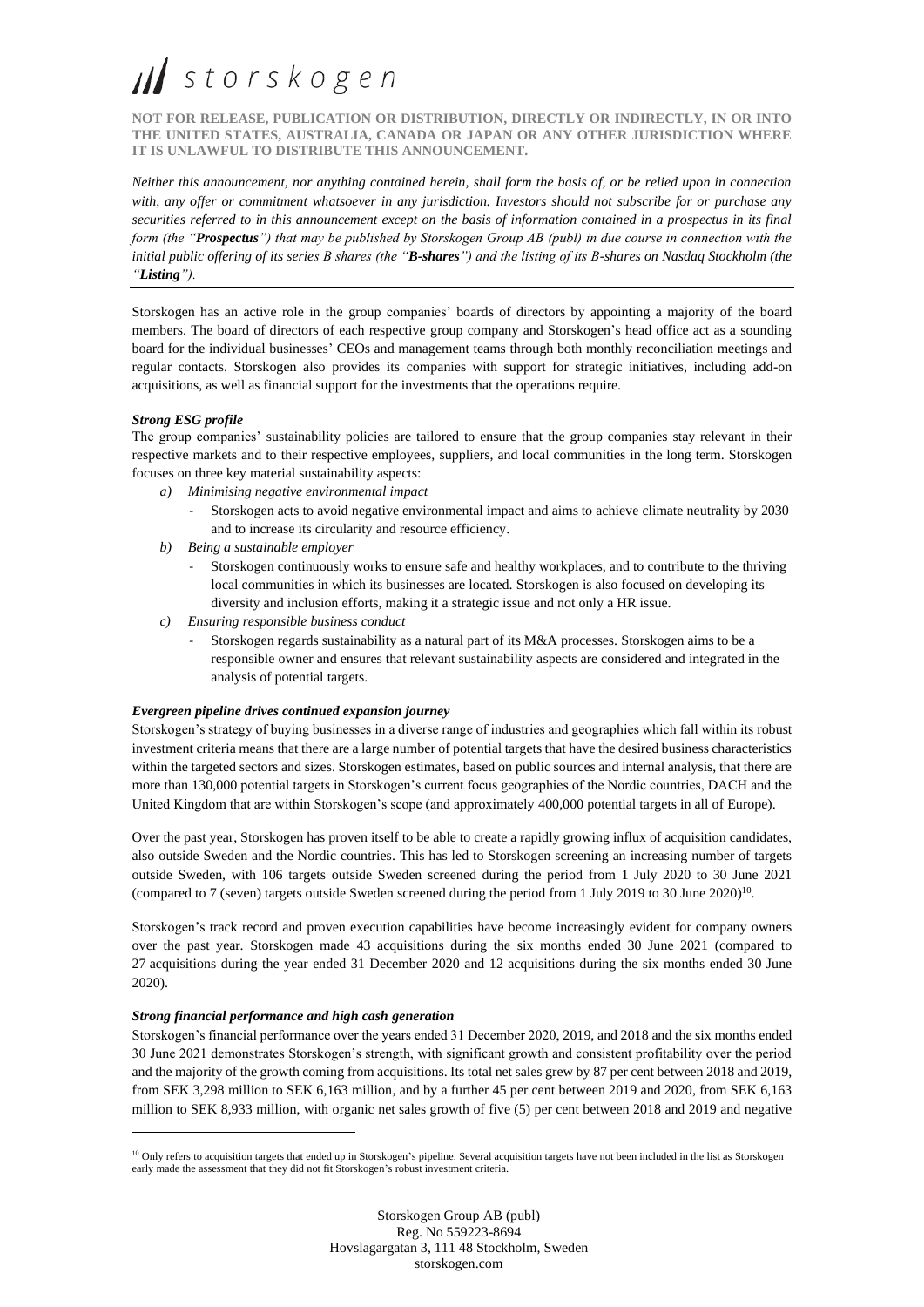**NOT FOR RELEASE, PUBLICATION OR DISTRIBUTION, DIRECTLY OR INDIRECTLY, IN OR INTO THE UNITED STATES, AUSTRALIA, CANADA OR JAPAN OR ANY OTHER JURISDICTION WHERE IT IS UNLAWFUL TO DISTRIBUTE THIS ANNOUNCEMENT.**

*Neither this announcement, nor anything contained herein, shall form the basis of, or be relied upon in connection with, any offer or commitment whatsoever in any jurisdiction. Investors should not subscribe for or purchase any securities referred to in this announcement except on the basis of information contained in a prospectus in its final form (the "**Prospectus**") that may be published by Storskogen Group AB (publ) in due course in connection with the initial public offering of its series B shares (the "**B-shares**") and the listing of its B-shares on Nasdaq Stockholm (the "**Listing**").*

Storskogen has an active role in the group companies' boards of directors by appointing a majority of the board members. The board of directors of each respective group company and Storskogen's head office act as a sounding board for the individual businesses' CEOs and management teams through both monthly reconciliation meetings and regular contacts. Storskogen also provides its companies with support for strategic initiatives, including add-on acquisitions, as well as financial support for the investments that the operations require.

***Strong ESG profile***

The group companies' sustainability policies are tailored to ensure that the group companies stay relevant in their respective markets and to their respective employees, suppliers, and local communities in the long term. Storskogen focuses on three key material sustainability aspects:

a) *Minimising negative environmental impact*
   - Storskogen acts to avoid negative environmental impact and aims to achieve climate neutrality by 2030 and to increase its circularity and resource efficiency.
b) *Being a sustainable employer*
   - Storskogen continuously works to ensure safe and healthy workplaces, and to contribute to the thriving local communities in which its businesses are located. Storskogen is also focused on developing its diversity and inclusion efforts, making it a strategic issue and not only a HR issue.
c) *Ensuring responsible business conduct*
   - Storskogen regards sustainability as a natural part of its M&A processes. Storskogen aims to be a responsible owner and ensures that relevant sustainability aspects are considered and integrated in the analysis of potential targets.

***Evergreen pipeline drives continued expansion journey***

Storskogen's strategy of buying businesses in a diverse range of industries and geographies which fall within its robust investment criteria means that there are a large number of potential targets that have the desired business characteristics within the targeted sectors and sizes. Storskogen estimates, based on public sources and internal analysis, that there are more than 130,000 potential targets in Storskogen's current focus geographies of the Nordic countries, DACH and the United Kingdom that are within Storskogen's scope (and approximately 400,000 potential targets in all of Europe).

Over the past year, Storskogen has proven itself to be able to create a rapidly growing influx of acquisition candidates, also outside Sweden and the Nordic countries. This has led to Storskogen screening an increasing number of targets outside Sweden, with 106 targets outside Sweden screened during the period from 1 July 2020 to 30 June 2021 (compared to 7 (seven) targets outside Sweden screened during the period from 1 July 2019 to 30 June 2020)[10].

Storskogen's track record and proven execution capabilities have become increasingly evident for company owners over the past year. Storskogen made 43 acquisitions during the six months ended 30 June 2021 (compared to 27 acquisitions during the year ended 31 December 2020 and 12 acquisitions during the six months ended 30 June 2020).

***Strong financial performance and high cash generation***

Storskogen's financial performance over the years ended 31 December 2020, 2019, and 2018 and the six months ended 30 June 2021 demonstrates Storskogen's strength, with significant growth and consistent profitability over the period and the majority of the growth coming from acquisitions. Its total net sales grew by 87 per cent between 2018 and 2019, from SEK 3,298 million to SEK 6,163 million, and by a further 45 per cent between 2019 and 2020, from SEK 6,163 million to SEK 8,933 million, with organic net sales growth of five (5) per cent between 2018 and 2019 and negative

[10] Only refers to acquisition targets that ended up in Storskogen's pipeline. Several acquisition targets have not been included in the list as Storskogen early made the assessment that they did not fit Storskogen's robust investment criteria.

Storskogen Group AB (publ)
Reg. No 559223-8694
Hovslagargatan 3, 111 48 Stockholm, Sweden
storskogen.com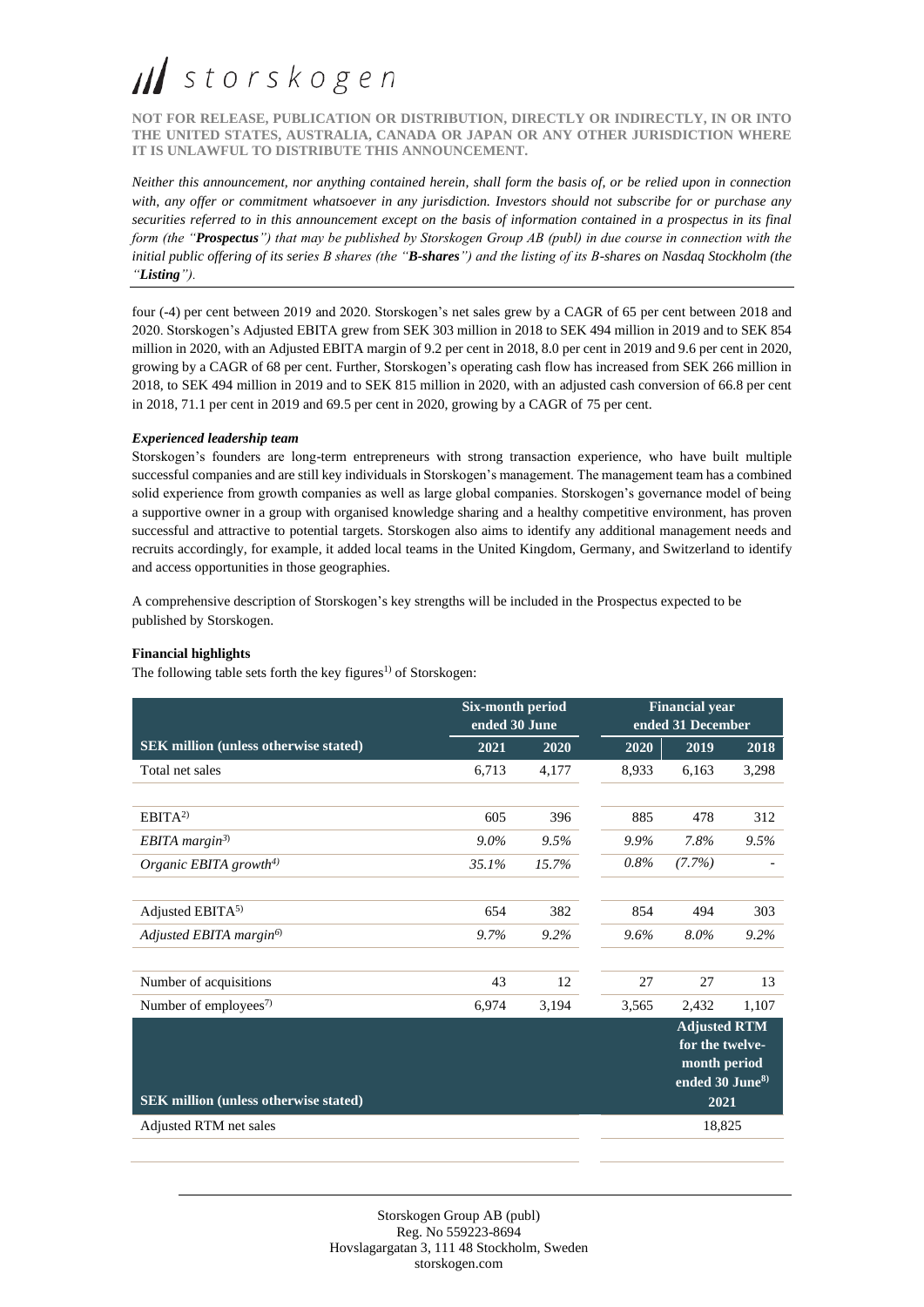**NOT FOR RELEASE, PUBLICATION OR DISTRIBUTION, DIRECTLY OR INDIRECTLY, IN OR INTO THE UNITED STATES, AUSTRALIA, CANADA OR JAPAN OR ANY OTHER JURISDICTION WHERE IT IS UNLAWFUL TO DISTRIBUTE THIS ANNOUNCEMENT.**

*Neither this announcement, nor anything contained herein, shall form the basis of, or be relied upon in connection with, any offer or commitment whatsoever in any jurisdiction. Investors should not subscribe for or purchase any securities referred to in this announcement except on the basis of information contained in a prospectus in its final form (the "**Prospectus**") that may be published by Storskogen Group AB (publ) in due course in connection with the initial public offering of its series B shares (the "**B-shares**") and the listing of its B-shares on Nasdaq Stockholm (the "**Listing**").*

four (-4) per cent between 2019 and 2020. Storskogen's net sales grew by a CAGR of 65 per cent between 2018 and 2020. Storskogen's Adjusted EBITA grew from SEK 303 million in 2018 to SEK 494 million in 2019 and to SEK 854 million in 2020, with an Adjusted EBITA margin of 9.2 per cent in 2018, 8.0 per cent in 2019 and 9.6 per cent in 2020, growing by a CAGR of 68 per cent. Further, Storskogen's operating cash flow has increased from SEK 266 million in 2018, to SEK 494 million in 2019 and to SEK 815 million in 2020, with an adjusted cash conversion of 66.8 per cent in 2018, 71.1 per cent in 2019 and 69.5 per cent in 2020, growing by a CAGR of 75 per cent.

***Experienced leadership team***

Storskogen's founders are long-term entrepreneurs with strong transaction experience, who have built multiple successful companies and are still key individuals in Storskogen's management. The management team has a combined solid experience from growth companies as well as large global companies. Storskogen's governance model of being a supportive owner in a group with organised knowledge sharing and a healthy competitive environment, has proven successful and attractive to potential targets. Storskogen also aims to identify any additional management needs and recruits accordingly, for example, it added local teams in the United Kingdom, Germany, and Switzerland to identify and access opportunities in those geographies.

A comprehensive description of Storskogen's key strengths will be included in the Prospectus expected to be published by Storskogen.

**Financial highlights**

The following table sets forth the key figures[1)] of Storskogen:

| | Six-month period ended 30 June | | Financial year ended 31 December | | |
|---|---|---|---|---|---|
| **SEK million (unless otherwise stated)** | **2021** | **2020** | **2020** | **2019** | **2018** |
| Total net sales | 6,713 | 4,177 | 8,933 | 6,163 | 3,298 |
| EBITA[2)] | 605 | 396 | 885 | 478 | 312 |
| *EBITA margin[3)]* | *9.0%* | *9.5%* | *9.9%* | *7.8%* | *9.5%* |
| *Organic EBITA growth[4)]* | *35.1%* | *15.7%* | *0.8%* | *(7.7%)* | - |
| Adjusted EBITA[5)] | 654 | 382 | 854 | 494 | 303 |
| *Adjusted EBITA margin[6)]* | *9.7%* | *9.2%* | *9.6%* | *8.0%* | *9.2%* |
| Number of acquisitions | 43 | 12 | 27 | 27 | 13 |
| Number of employees[7)] | 6,974 | 3,194 | 3,565 | 2,432 | 1,107 |

| **SEK million (unless otherwise stated)** | **Adjusted RTM for the twelve-month period ended 30 June[8)] 2021** |
|---|---|
| Adjusted RTM net sales | 18,825 |

Storskogen Group AB (publ)
Reg. No 559223-8694
Hovslagargatan 3, 111 48 Stockholm, Sweden
storskogen.com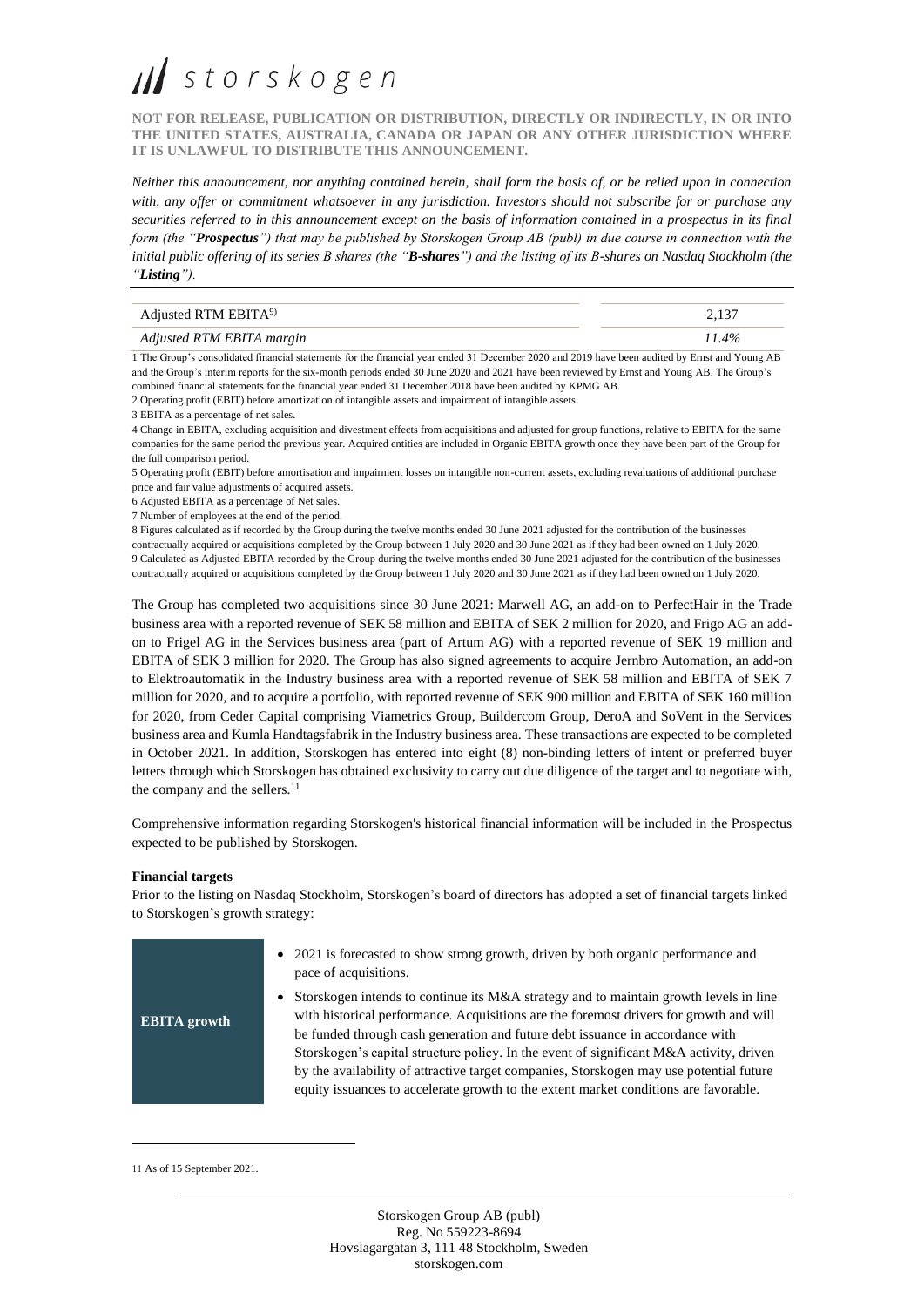**NOT FOR RELEASE, PUBLICATION OR DISTRIBUTION, DIRECTLY OR INDIRECTLY, IN OR INTO THE UNITED STATES, AUSTRALIA, CANADA OR JAPAN OR ANY OTHER JURISDICTION WHERE IT IS UNLAWFUL TO DISTRIBUTE THIS ANNOUNCEMENT.**

*Neither this announcement, nor anything contained herein, shall form the basis of, or be relied upon in connection with, any offer or commitment whatsoever in any jurisdiction. Investors should not subscribe for or purchase any securities referred to in this announcement except on the basis of information contained in a prospectus in its final form (the "**Prospectus**") that may be published by Storskogen Group AB (publ) in due course in connection with the initial public offering of its series B shares (the "**B-shares**") and the listing of its B-shares on Nasdaq Stockholm (the "**Listing**").*

| | |
|---|---|
| Adjusted RTM EBITA[9)] | 2,137 |
| *Adjusted RTM EBITA margin* | *11.4%* |

1 The Group's consolidated financial statements for the financial year ended 31 December 2020 and 2019 have been audited by Ernst and Young AB and the Group's interim reports for the six-month periods ended 30 June 2020 and 2021 have been reviewed by Ernst and Young AB. The Group's combined financial statements for the financial year ended 31 December 2018 have been audited by KPMG AB.

2 Operating profit (EBIT) before amortization of intangible assets and impairment of intangible assets.

3 EBITA as a percentage of net sales.

4 Change in EBITA, excluding acquisition and divestment effects from acquisitions and adjusted for group functions, relative to EBITA for the same companies for the same period the previous year. Acquired entities are included in Organic EBITA growth once they have been part of the Group for the full comparison period.

5 Operating profit (EBIT) before amortisation and impairment losses on intangible non-current assets, excluding revaluations of additional purchase price and fair value adjustments of acquired assets.

6 Adjusted EBITA as a percentage of Net sales.

7 Number of employees at the end of the period.

8 Figures calculated as if recorded by the Group during the twelve months ended 30 June 2021 adjusted for the contribution of the businesses contractually acquired or acquisitions completed by the Group between 1 July 2020 and 30 June 2021 as if they had been owned on 1 July 2020.

9 Calculated as Adjusted EBITA recorded by the Group during the twelve months ended 30 June 2021 adjusted for the contribution of the businesses contractually acquired or acquisitions completed by the Group between 1 July 2020 and 30 June 2021 as if they had been owned on 1 July 2020.

The Group has completed two acquisitions since 30 June 2021: Marwell AG, an add-on to PerfectHair in the Trade business area with a reported revenue of SEK 58 million and EBITA of SEK 2 million for 2020, and Frigo AG an add-on to Frigel AG in the Services business area (part of Artum AG) with a reported revenue of SEK 19 million and EBITA of SEK 3 million for 2020. The Group has also signed agreements to acquire Jernbro Automation, an add-on to Elektroautomatik in the Industry business area with a reported revenue of SEK 58 million and EBITA of SEK 7 million for 2020, and to acquire a portfolio, with reported revenue of SEK 900 million and EBITA of SEK 160 million for 2020, from Ceder Capital comprising Viametrics Group, Buildercom Group, DeroA and SoVent in the Services business area and Kumla Handtagsfabrik in the Industry business area. These transactions are expected to be completed in October 2021. In addition, Storskogen has entered into eight (8) non-binding letters of intent or preferred buyer letters through which Storskogen has obtained exclusivity to carry out due diligence of the target and to negotiate with, the company and the sellers.[11]

Comprehensive information regarding Storskogen's historical financial information will be included in the Prospectus expected to be published by Storskogen.

**Financial targets**

Prior to the listing on Nasdaq Stockholm, Storskogen's board of directors has adopted a set of financial targets linked to Storskogen's growth strategy:

**EBITA growth**

- 2021 is forecasted to show strong growth, driven by both organic performance and pace of acquisitions.
- Storskogen intends to continue its M&A strategy and to maintain growth levels in line with historical performance. Acquisitions are the foremost drivers for growth and will be funded through cash generation and future debt issuance in accordance with Storskogen's capital structure policy. In the event of significant M&A activity, driven by the availability of attractive target companies, Storskogen may use potential future equity issuances to accelerate growth to the extent market conditions are favorable.

11 As of 15 September 2021.

Storskogen Group AB (publ)
Reg. No 559223-8694
Hovslagargatan 3, 111 48 Stockholm, Sweden
storskogen.com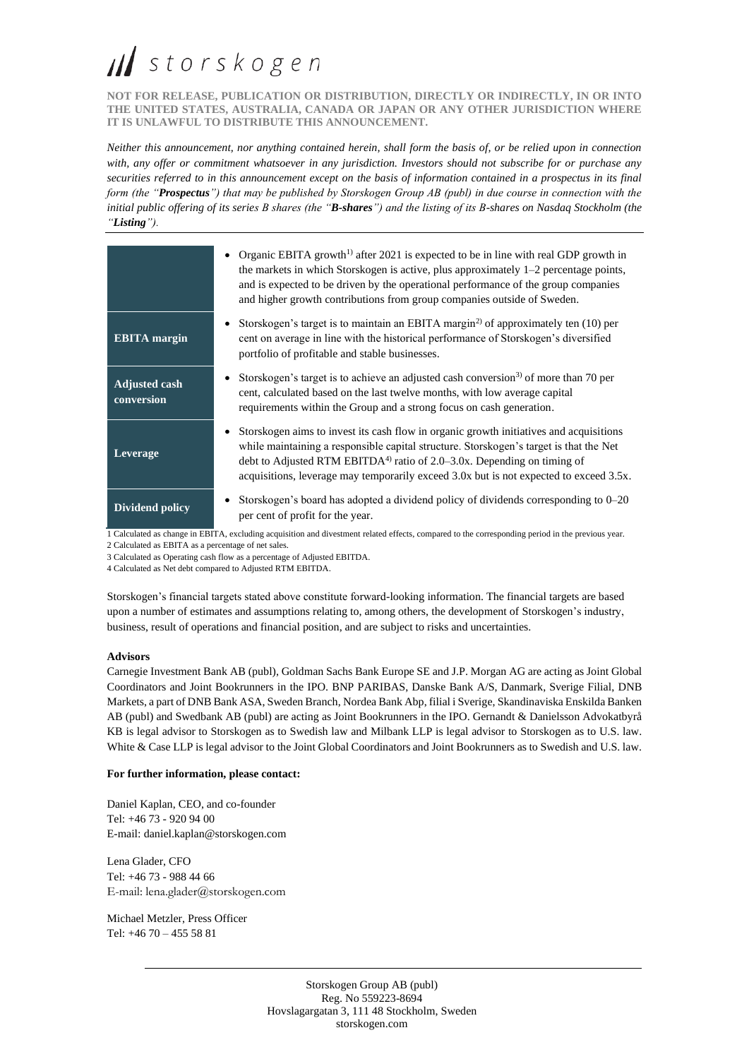NOT FOR RELEASE, PUBLICATION OR DISTRIBUTION, DIRECTLY OR INDIRECTLY, IN OR INTO THE UNITED STATES, AUSTRALIA, CANADA OR JAPAN OR ANY OTHER JURISDICTION WHERE IT IS UNLAWFUL TO DISTRIBUTE THIS ANNOUNCEMENT.

*Neither this announcement, nor anything contained herein, shall form the basis of, or be relied upon in connection with, any offer or commitment whatsoever in any jurisdiction. Investors should not subscribe for or purchase any securities referred to in this announcement except on the basis of information contained in a prospectus in its final form (the "**Prospectus**") that may be published by Storskogen Group AB (publ) in due course in connection with the initial public offering of its series B shares (the "**B-shares**") and the listing of its B-shares on Nasdaq Stockholm (the "**Listing**").*

| | |
|---|---|
| | • Organic EBITA growth[1)] after 2021 is expected to be in line with real GDP growth in the markets in which Storskogen is active, plus approximately 1–2 percentage points, and is expected to be driven by the operational performance of the group companies and higher growth contributions from group companies outside of Sweden. |
| **EBITA margin** | • Storskogen's target is to maintain an EBITA margin[2)] of approximately ten (10) per cent on average in line with the historical performance of Storskogen's diversified portfolio of profitable and stable businesses. |
| **Adjusted cash conversion** | • Storskogen's target is to achieve an adjusted cash conversion[3)] of more than 70 per cent, calculated based on the last twelve months, with low average capital requirements within the Group and a strong focus on cash generation. |
| **Leverage** | • Storskogen aims to invest its cash flow in organic growth initiatives and acquisitions while maintaining a responsible capital structure. Storskogen's target is that the Net debt to Adjusted RTM EBITDA[4)] ratio of 2.0–3.0x. Depending on timing of acquisitions, leverage may temporarily exceed 3.0x but is not expected to exceed 3.5x. |
| **Dividend policy** | • Storskogen's board has adopted a dividend policy of dividends corresponding to 0–20 per cent of profit for the year. |

1 Calculated as change in EBITA, excluding acquisition and divestment related effects, compared to the corresponding period in the previous year.
2 Calculated as EBITA as a percentage of net sales.
3 Calculated as Operating cash flow as a percentage of Adjusted EBITDA.
4 Calculated as Net debt compared to Adjusted RTM EBITDA.

Storskogen's financial targets stated above constitute forward-looking information. The financial targets are based upon a number of estimates and assumptions relating to, among others, the development of Storskogen's industry, business, result of operations and financial position, and are subject to risks and uncertainties.

**Advisors**

Carnegie Investment Bank AB (publ), Goldman Sachs Bank Europe SE and J.P. Morgan AG are acting as Joint Global Coordinators and Joint Bookrunners in the IPO. BNP PARIBAS, Danske Bank A/S, Danmark, Sverige Filial, DNB Markets, a part of DNB Bank ASA, Sweden Branch, Nordea Bank Abp, filial i Sverige, Skandinaviska Enskilda Banken AB (publ) and Swedbank AB (publ) are acting as Joint Bookrunners in the IPO. Gernandt & Danielsson Advokatbyrå KB is legal advisor to Storskogen as to Swedish law and Milbank LLP is legal advisor to Storskogen as to U.S. law. White & Case LLP is legal advisor to the Joint Global Coordinators and Joint Bookrunners as to Swedish and U.S. law.

**For further information, please contact:**

Daniel Kaplan, CEO, and co-founder
Tel: +46 73 - 920 94 00
E-mail: daniel.kaplan@storskogen.com

Lena Glader, CFO
Tel: +46 73 - 988 44 66
E-mail: lena.glader@storskogen.com

Michael Metzler, Press Officer
Tel: +46 70 – 455 58 81

Storskogen Group AB (publ)
Reg. No 559223-8694
Hovslagargatan 3, 111 48 Stockholm, Sweden
storskogen.com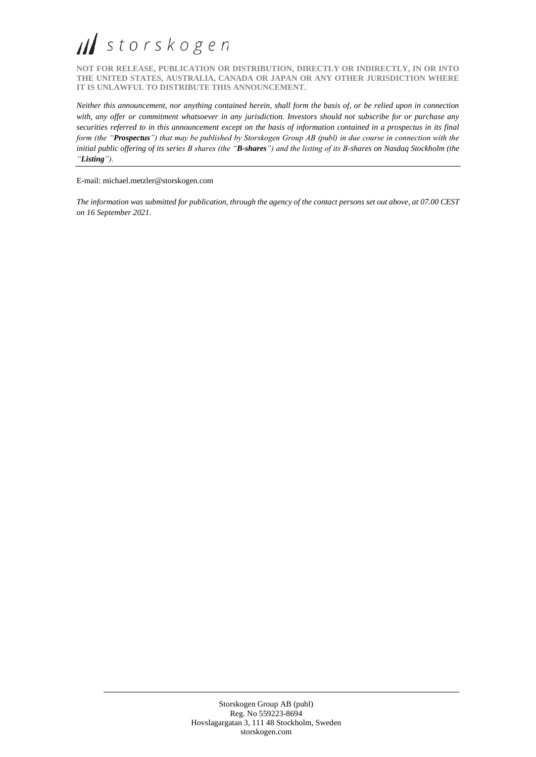**NOT FOR RELEASE, PUBLICATION OR DISTRIBUTION, DIRECTLY OR INDIRECTLY, IN OR INTO THE UNITED STATES, AUSTRALIA, CANADA OR JAPAN OR ANY OTHER JURISDICTION WHERE IT IS UNLAWFUL TO DISTRIBUTE THIS ANNOUNCEMENT.**

*Neither this announcement, nor anything contained herein, shall form the basis of, or be relied upon in connection with, any offer or commitment whatsoever in any jurisdiction. Investors should not subscribe for or purchase any securities referred to in this announcement except on the basis of information contained in a prospectus in its final form (the "**Prospectus**") that may be published by Storskogen Group AB (publ) in due course in connection with the initial public offering of its series B shares (the "**B-shares**") and the listing of its B-shares on Nasdaq Stockholm (the "**Listing**").*

E-mail: michael.metzler@storskogen.com

*The information was submitted for publication, through the agency of the contact persons set out above, at 07.00 CEST on 16 September 2021.*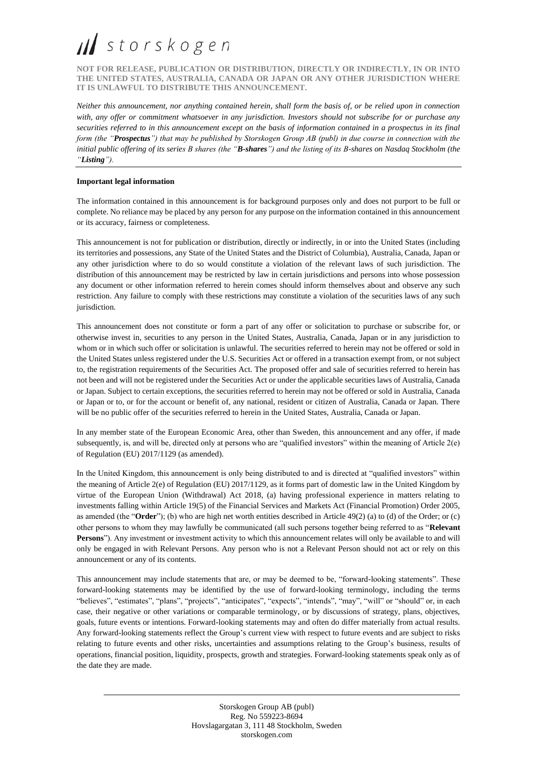**NOT FOR RELEASE, PUBLICATION OR DISTRIBUTION, DIRECTLY OR INDIRECTLY, IN OR INTO THE UNITED STATES, AUSTRALIA, CANADA OR JAPAN OR ANY OTHER JURISDICTION WHERE IT IS UNLAWFUL TO DISTRIBUTE THIS ANNOUNCEMENT.**

*Neither this announcement, nor anything contained herein, shall form the basis of, or be relied upon in connection with, any offer or commitment whatsoever in any jurisdiction. Investors should not subscribe for or purchase any securities referred to in this announcement except on the basis of information contained in a prospectus in its final form (the "**Prospectus**") that may be published by Storskogen Group AB (publ) in due course in connection with the initial public offering of its series B shares (the "**B-shares**") and the listing of its B-shares on Nasdaq Stockholm (the "**Listing**").*

**Important legal information**

The information contained in this announcement is for background purposes only and does not purport to be full or complete. No reliance may be placed by any person for any purpose on the information contained in this announcement or its accuracy, fairness or completeness.

This announcement is not for publication or distribution, directly or indirectly, in or into the United States (including its territories and possessions, any State of the United States and the District of Columbia), Australia, Canada, Japan or any other jurisdiction where to do so would constitute a violation of the relevant laws of such jurisdiction. The distribution of this announcement may be restricted by law in certain jurisdictions and persons into whose possession any document or other information referred to herein comes should inform themselves about and observe any such restriction. Any failure to comply with these restrictions may constitute a violation of the securities laws of any such jurisdiction.

This announcement does not constitute or form a part of any offer or solicitation to purchase or subscribe for, or otherwise invest in, securities to any person in the United States, Australia, Canada, Japan or in any jurisdiction to whom or in which such offer or solicitation is unlawful. The securities referred to herein may not be offered or sold in the United States unless registered under the U.S. Securities Act or offered in a transaction exempt from, or not subject to, the registration requirements of the Securities Act. The proposed offer and sale of securities referred to herein has not been and will not be registered under the Securities Act or under the applicable securities laws of Australia, Canada or Japan. Subject to certain exceptions, the securities referred to herein may not be offered or sold in Australia, Canada or Japan or to, or for the account or benefit of, any national, resident or citizen of Australia, Canada or Japan. There will be no public offer of the securities referred to herein in the United States, Australia, Canada or Japan.

In any member state of the European Economic Area, other than Sweden, this announcement and any offer, if made subsequently, is, and will be, directed only at persons who are "qualified investors" within the meaning of Article 2(e) of Regulation (EU) 2017/1129 (as amended).

In the United Kingdom, this announcement is only being distributed to and is directed at "qualified investors" within the meaning of Article 2(e) of Regulation (EU) 2017/1129, as it forms part of domestic law in the United Kingdom by virtue of the European Union (Withdrawal) Act 2018, (a) having professional experience in matters relating to investments falling within Article 19(5) of the Financial Services and Markets Act (Financial Promotion) Order 2005, as amended (the "**Order**"); (b) who are high net worth entities described in Article 49(2) (a) to (d) of the Order; or (c) other persons to whom they may lawfully be communicated (all such persons together being referred to as "**Relevant Persons**"). Any investment or investment activity to which this announcement relates will only be available to and will only be engaged in with Relevant Persons. Any person who is not a Relevant Person should not act or rely on this announcement or any of its contents.

This announcement may include statements that are, or may be deemed to be, "forward-looking statements". These forward-looking statements may be identified by the use of forward-looking terminology, including the terms "believes", "estimates", "plans", "projects", "anticipates", "expects", "intends", "may", "will" or "should" or, in each case, their negative or other variations or comparable terminology, or by discussions of strategy, plans, objectives, goals, future events or intentions. Forward-looking statements may and often do differ materially from actual results. Any forward-looking statements reflect the Group's current view with respect to future events and are subject to risks relating to future events and other risks, uncertainties and assumptions relating to the Group's business, results of operations, financial position, liquidity, prospects, growth and strategies. Forward-looking statements speak only as of the date they are made.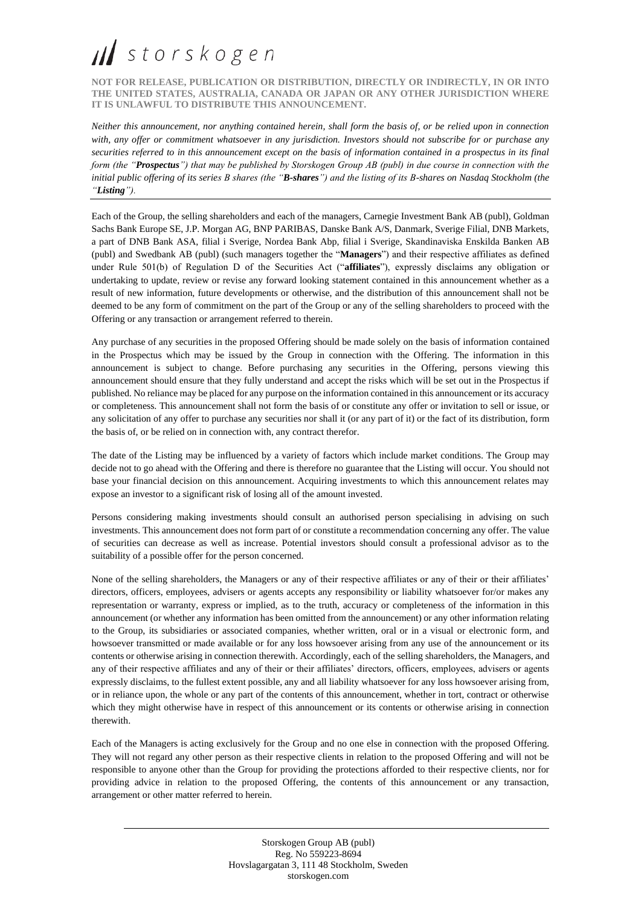**NOT FOR RELEASE, PUBLICATION OR DISTRIBUTION, DIRECTLY OR INDIRECTLY, IN OR INTO THE UNITED STATES, AUSTRALIA, CANADA OR JAPAN OR ANY OTHER JURISDICTION WHERE IT IS UNLAWFUL TO DISTRIBUTE THIS ANNOUNCEMENT.**

*Neither this announcement, nor anything contained herein, shall form the basis of, or be relied upon in connection with, any offer or commitment whatsoever in any jurisdiction. Investors should not subscribe for or purchase any securities referred to in this announcement except on the basis of information contained in a prospectus in its final form (the "**Prospectus**") that may be published by Storskogen Group AB (publ) in due course in connection with the initial public offering of its series B shares (the "**B-shares**") and the listing of its B-shares on Nasdaq Stockholm (the "**Listing**").*

---

Each of the Group, the selling shareholders and each of the managers, Carnegie Investment Bank AB (publ), Goldman Sachs Bank Europe SE, J.P. Morgan AG, BNP PARIBAS, Danske Bank A/S, Danmark, Sverige Filial, DNB Markets, a part of DNB Bank ASA, filial i Sverige, Nordea Bank Abp, filial i Sverige, Skandinaviska Enskilda Banken AB (publ) and Swedbank AB (publ) (such managers together the "**Managers**") and their respective affiliates as defined under Rule 501(b) of Regulation D of the Securities Act ("**affiliates**"), expressly disclaims any obligation or undertaking to update, review or revise any forward looking statement contained in this announcement whether as a result of new information, future developments or otherwise, and the distribution of this announcement shall not be deemed to be any form of commitment on the part of the Group or any of the selling shareholders to proceed with the Offering or any transaction or arrangement referred to therein.

Any purchase of any securities in the proposed Offering should be made solely on the basis of information contained in the Prospectus which may be issued by the Group in connection with the Offering. The information in this announcement is subject to change. Before purchasing any securities in the Offering, persons viewing this announcement should ensure that they fully understand and accept the risks which will be set out in the Prospectus if published. No reliance may be placed for any purpose on the information contained in this announcement or its accuracy or completeness. This announcement shall not form the basis of or constitute any offer or invitation to sell or issue, or any solicitation of any offer to purchase any securities nor shall it (or any part of it) or the fact of its distribution, form the basis of, or be relied on in connection with, any contract therefor.

The date of the Listing may be influenced by a variety of factors which include market conditions. The Group may decide not to go ahead with the Offering and there is therefore no guarantee that the Listing will occur. You should not base your financial decision on this announcement. Acquiring investments to which this announcement relates may expose an investor to a significant risk of losing all of the amount invested.

Persons considering making investments should consult an authorised person specialising in advising on such investments. This announcement does not form part of or constitute a recommendation concerning any offer. The value of securities can decrease as well as increase. Potential investors should consult a professional advisor as to the suitability of a possible offer for the person concerned.

None of the selling shareholders, the Managers or any of their respective affiliates or any of their or their affiliates' directors, officers, employees, advisers or agents accepts any responsibility or liability whatsoever for/or makes any representation or warranty, express or implied, as to the truth, accuracy or completeness of the information in this announcement (or whether any information has been omitted from the announcement) or any other information relating to the Group, its subsidiaries or associated companies, whether written, oral or in a visual or electronic form, and howsoever transmitted or made available or for any loss howsoever arising from any use of the announcement or its contents or otherwise arising in connection therewith. Accordingly, each of the selling shareholders, the Managers, and any of their respective affiliates and any of their or their affiliates' directors, officers, employees, advisers or agents expressly disclaims, to the fullest extent possible, any and all liability whatsoever for any loss howsoever arising from, or in reliance upon, the whole or any part of the contents of this announcement, whether in tort, contract or otherwise which they might otherwise have in respect of this announcement or its contents or otherwise arising in connection therewith.

Each of the Managers is acting exclusively for the Group and no one else in connection with the proposed Offering. They will not regard any other person as their respective clients in relation to the proposed Offering and will not be responsible to anyone other than the Group for providing the protections afforded to their respective clients, nor for providing advice in relation to the proposed Offering, the contents of this announcement or any transaction, arrangement or other matter referred to herein.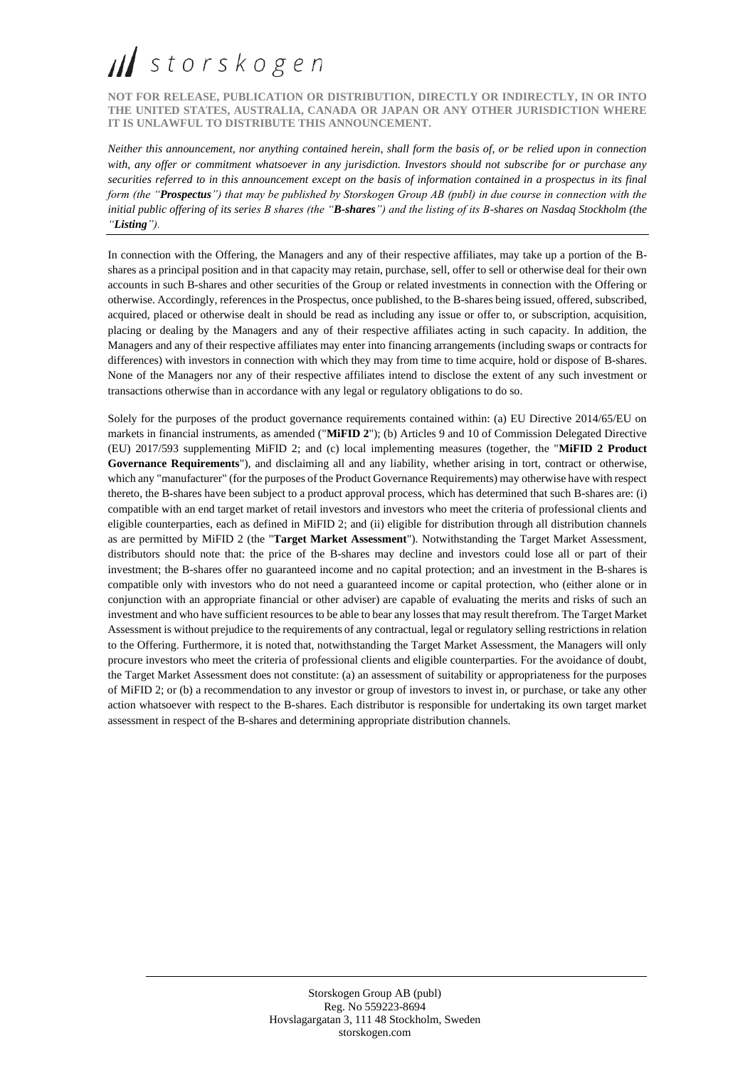**NOT FOR RELEASE, PUBLICATION OR DISTRIBUTION, DIRECTLY OR INDIRECTLY, IN OR INTO THE UNITED STATES, AUSTRALIA, CANADA OR JAPAN OR ANY OTHER JURISDICTION WHERE IT IS UNLAWFUL TO DISTRIBUTE THIS ANNOUNCEMENT.**

*Neither this announcement, nor anything contained herein, shall form the basis of, or be relied upon in connection with, any offer or commitment whatsoever in any jurisdiction. Investors should not subscribe for or purchase any securities referred to in this announcement except on the basis of information contained in a prospectus in its final form (the "**Prospectus**") that may be published by Storskogen Group AB (publ) in due course in connection with the initial public offering of its series B shares (the "**B-shares**") and the listing of its B-shares on Nasdaq Stockholm (the "**Listing**").*

In connection with the Offering, the Managers and any of their respective affiliates, may take up a portion of the B-shares as a principal position and in that capacity may retain, purchase, sell, offer to sell or otherwise deal for their own accounts in such B-shares and other securities of the Group or related investments in connection with the Offering or otherwise. Accordingly, references in the Prospectus, once published, to the B-shares being issued, offered, subscribed, acquired, placed or otherwise dealt in should be read as including any issue or offer to, or subscription, acquisition, placing or dealing by the Managers and any of their respective affiliates acting in such capacity. In addition, the Managers and any of their respective affiliates may enter into financing arrangements (including swaps or contracts for differences) with investors in connection with which they may from time to time acquire, hold or dispose of B-shares. None of the Managers nor any of their respective affiliates intend to disclose the extent of any such investment or transactions otherwise than in accordance with any legal or regulatory obligations to do so.

Solely for the purposes of the product governance requirements contained within: (a) EU Directive 2014/65/EU on markets in financial instruments, as amended ("**MiFID 2**"); (b) Articles 9 and 10 of Commission Delegated Directive (EU) 2017/593 supplementing MiFID 2; and (c) local implementing measures (together, the "**MiFID 2 Product Governance Requirements**"), and disclaiming all and any liability, whether arising in tort, contract or otherwise, which any "manufacturer" (for the purposes of the Product Governance Requirements) may otherwise have with respect thereto, the B-shares have been subject to a product approval process, which has determined that such B-shares are: (i) compatible with an end target market of retail investors and investors who meet the criteria of professional clients and eligible counterparties, each as defined in MiFID 2; and (ii) eligible for distribution through all distribution channels as are permitted by MiFID 2 (the "**Target Market Assessment**"). Notwithstanding the Target Market Assessment, distributors should note that: the price of the B-shares may decline and investors could lose all or part of their investment; the B-shares offer no guaranteed income and no capital protection; and an investment in the B-shares is compatible only with investors who do not need a guaranteed income or capital protection, who (either alone or in conjunction with an appropriate financial or other adviser) are capable of evaluating the merits and risks of such an investment and who have sufficient resources to be able to bear any losses that may result therefrom. The Target Market Assessment is without prejudice to the requirements of any contractual, legal or regulatory selling restrictions in relation to the Offering. Furthermore, it is noted that, notwithstanding the Target Market Assessment, the Managers will only procure investors who meet the criteria of professional clients and eligible counterparties. For the avoidance of doubt, the Target Market Assessment does not constitute: (a) an assessment of suitability or appropriateness for the purposes of MiFID 2; or (b) a recommendation to any investor or group of investors to invest in, or purchase, or take any other action whatsoever with respect to the B-shares. Each distributor is responsible for undertaking its own target market assessment in respect of the B-shares and determining appropriate distribution channels.